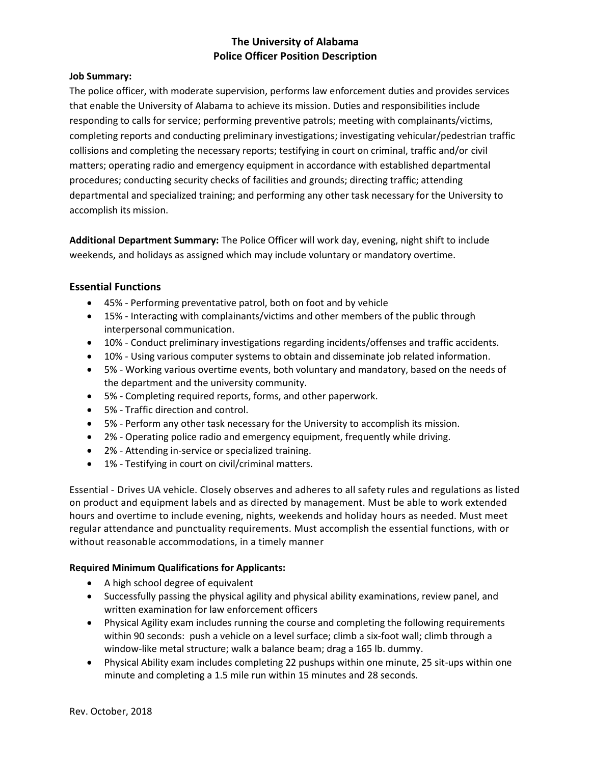# The University of Alabama
# Police Officer Position Description

**Job Summary:**
The police officer, with moderate supervision, performs law enforcement duties and provides services that enable the University of Alabama to achieve its mission. Duties and responsibilities include responding to calls for service; performing preventive patrols; meeting with complainants/victims, completing reports and conducting preliminary investigations; investigating vehicular/pedestrian traffic collisions and completing the necessary reports; testifying in court on criminal, traffic and/or civil matters; operating radio and emergency equipment in accordance with established departmental procedures; conducting security checks of facilities and grounds; directing traffic; attending departmental and specialized training; and performing any other task necessary for the University to accomplish its mission.

**Additional Department Summary:** The Police Officer will work day, evening, night shift to include weekends, and holidays as assigned which may include voluntary or mandatory overtime.

## Essential Functions

- 45% - Performing preventative patrol, both on foot and by vehicle
- 15% - Interacting with complainants/victims and other members of the public through interpersonal communication.
- 10% - Conduct preliminary investigations regarding incidents/offenses and traffic accidents.
- 10% - Using various computer systems to obtain and disseminate job related information.
- 5% - Working various overtime events, both voluntary and mandatory, based on the needs of the department and the university community.
- 5% - Completing required reports, forms, and other paperwork.
- 5% - Traffic direction and control.
- 5% - Perform any other task necessary for the University to accomplish its mission.
- 2% - Operating police radio and emergency equipment, frequently while driving.
- 2% - Attending in-service or specialized training.
- 1% - Testifying in court on civil/criminal matters.

Essential - Drives UA vehicle. Closely observes and adheres to all safety rules and regulations as listed on product and equipment labels and as directed by management. Must be able to work extended hours and overtime to include evening, nights, weekends and holiday hours as needed. Must meet regular attendance and punctuality requirements. Must accomplish the essential functions, with or without reasonable accommodations, in a timely manner

**Required Minimum Qualifications for Applicants:**

- A high school degree of equivalent
- Successfully passing the physical agility and physical ability examinations, review panel, and written examination for law enforcement officers
- Physical Agility exam includes running the course and completing the following requirements within 90 seconds: push a vehicle on a level surface; climb a six-foot wall; climb through a window-like metal structure; walk a balance beam; drag a 165 lb. dummy.
- Physical Ability exam includes completing 22 pushups within one minute, 25 sit-ups within one minute and completing a 1.5 mile run within 15 minutes and 28 seconds.

Rev. October, 2018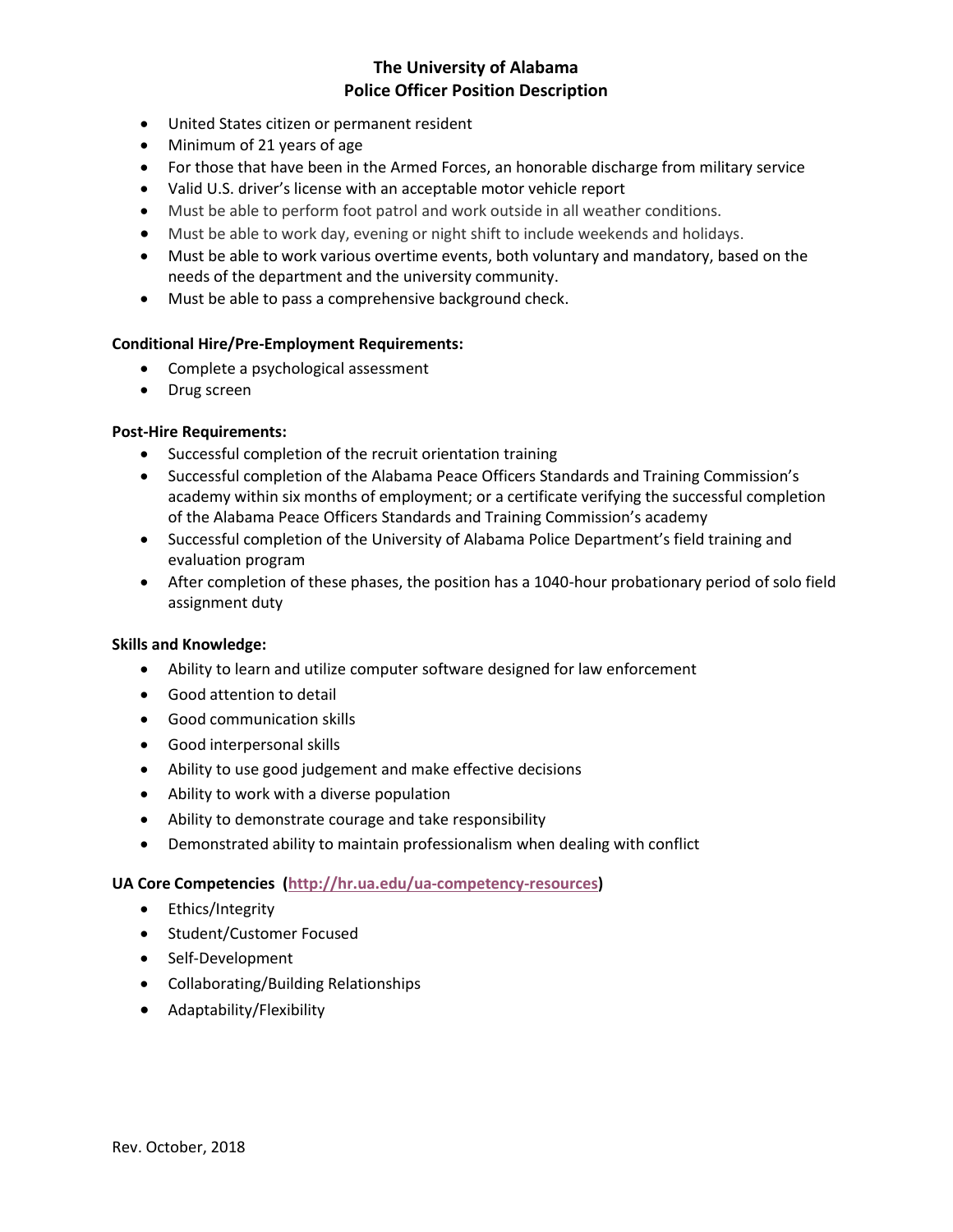# The University of Alabama
## Police Officer Position Description

- United States citizen or permanent resident
- Minimum of 21 years of age
- For those that have been in the Armed Forces, an honorable discharge from military service
- Valid U.S. driver's license with an acceptable motor vehicle report
- Must be able to perform foot patrol and work outside in all weather conditions.
- Must be able to work day, evening or night shift to include weekends and holidays.
- Must be able to work various overtime events, both voluntary and mandatory, based on the needs of the department and the university community.
- Must be able to pass a comprehensive background check.

**Conditional Hire/Pre-Employment Requirements:**

- Complete a psychological assessment
- Drug screen

**Post-Hire Requirements:**

- Successful completion of the recruit orientation training
- Successful completion of the Alabama Peace Officers Standards and Training Commission's academy within six months of employment; or a certificate verifying the successful completion of the Alabama Peace Officers Standards and Training Commission's academy
- Successful completion of the University of Alabama Police Department's field training and evaluation program
- After completion of these phases, the position has a 1040-hour probationary period of solo field assignment duty

**Skills and Knowledge:**

- Ability to learn and utilize computer software designed for law enforcement
- Good attention to detail
- Good communication skills
- Good interpersonal skills
- Ability to use good judgement and make effective decisions
- Ability to work with a diverse population
- Ability to demonstrate courage and take responsibility
- Demonstrated ability to maintain professionalism when dealing with conflict

**UA Core Competencies (http://hr.ua.edu/ua-competency-resources)**

- Ethics/Integrity
- Student/Customer Focused
- Self-Development
- Collaborating/Building Relationships
- Adaptability/Flexibility

Rev. October, 2018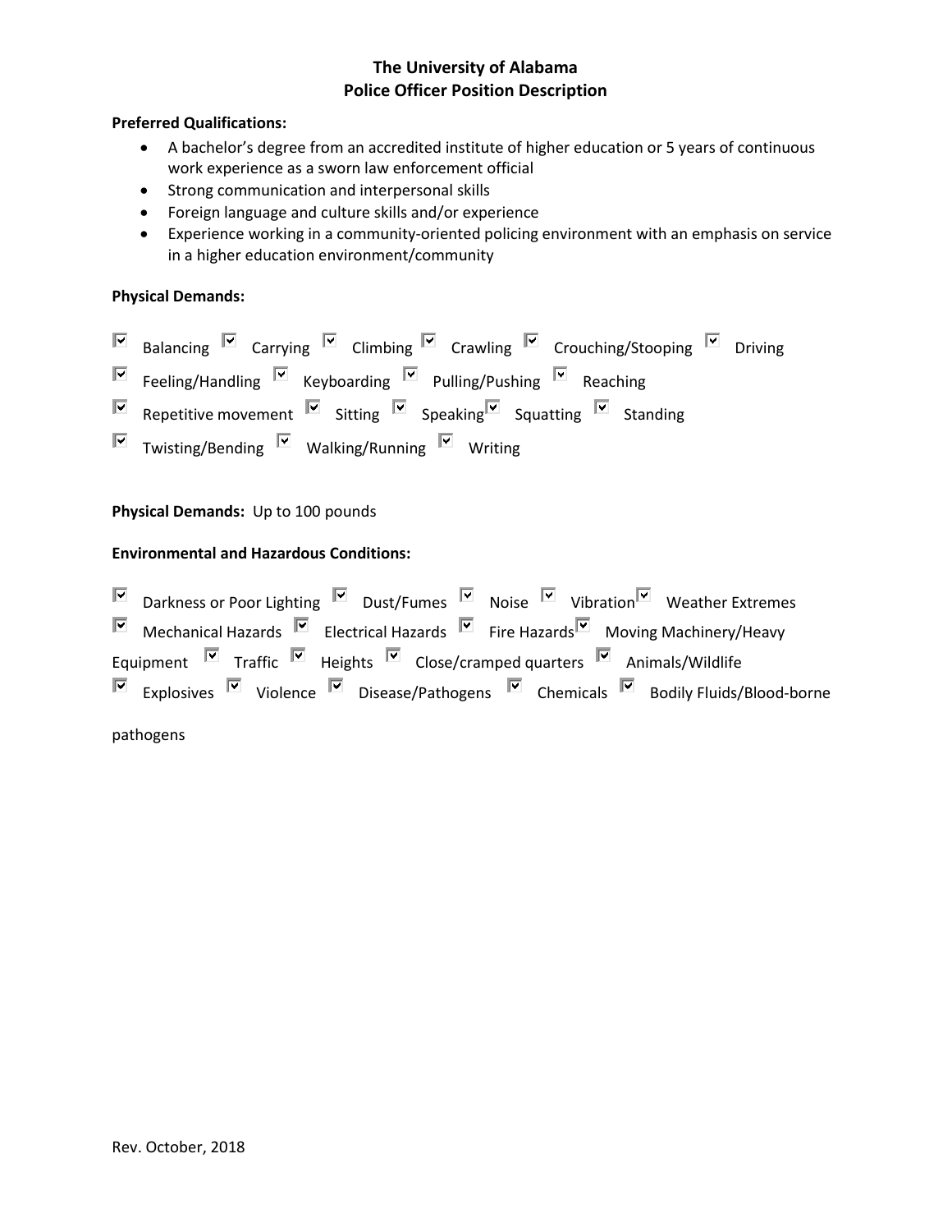**The University of Alabama**
**Police Officer Position Description**

**Preferred Qualifications:**

- A bachelor's degree from an accredited institute of higher education or 5 years of continuous work experience as a sworn law enforcement official
- Strong communication and interpersonal skills
- Foreign language and culture skills and/or experience
- Experience working in a community-oriented policing environment with an emphasis on service in a higher education environment/community

**Physical Demands:**

☑ Balancing ☑ Carrying ☑ Climbing ☑ Crawling ☑ Crouching/Stooping ☑ Driving
☑ Feeling/Handling ☑ Keyboarding ☑ Pulling/Pushing ☑ Reaching
☑ Repetitive movement ☑ Sitting ☑ Speaking ☑ Squatting ☑ Standing
☑ Twisting/Bending ☑ Walking/Running ☑ Writing

**Physical Demands:** Up to 100 pounds

**Environmental and Hazardous Conditions:**

☑ Darkness or Poor Lighting ☑ Dust/Fumes ☑ Noise ☑ Vibration ☑ Weather Extremes
☑ Mechanical Hazards ☑ Electrical Hazards ☑ Fire Hazards ☑ Moving Machinery/Heavy Equipment ☑ Traffic ☑ Heights ☑ Close/cramped quarters ☑ Animals/Wildlife
☑ Explosives ☑ Violence ☑ Disease/Pathogens ☑ Chemicals ☑ Bodily Fluids/Blood-borne pathogens

Rev. October, 2018